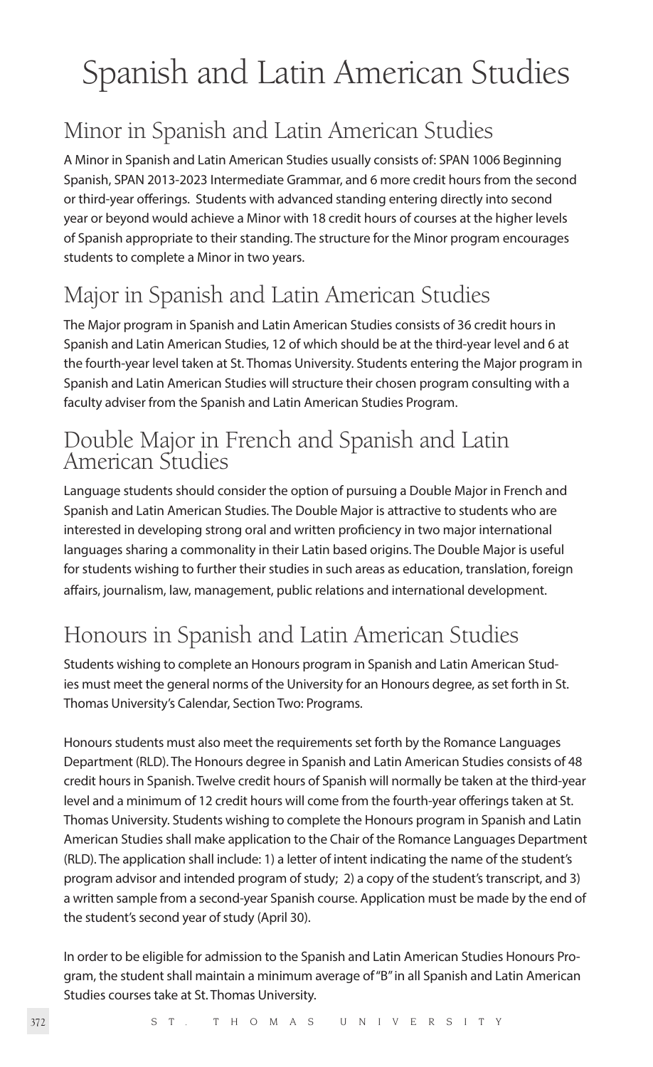# Spanish and Latin American Studies

## Minor in Spanish and Latin American Studies

A Minor in Spanish and Latin American Studies usually consists of: SPAN 1006 Beginning Spanish, SPAN 2013-2023 Intermediate Grammar, and 6 more credit hours from the second or third-year offerings. Students with advanced standing entering directly into second year or beyond would achieve a Minor with 18 credit hours of courses at the higher levels of Spanish appropriate to their standing. The structure for the Minor program encourages students to complete a Minor in two years.

## Major in Spanish and Latin American Studies

The Major program in Spanish and Latin American Studies consists of 36 credit hours in Spanish and Latin American Studies, 12 of which should be at the third-year level and 6 at the fourth-year level taken at St. Thomas University. Students entering the Major program in Spanish and Latin American Studies will structure their chosen program consulting with a faculty adviser from the Spanish and Latin American Studies Program.

## Double Major in French and Spanish and Latin American Studies

Language students should consider the option of pursuing a Double Major in French and Spanish and Latin American Studies. The Double Major is attractive to students who are interested in developing strong oral and written proficiency in two major international languages sharing a commonality in their Latin based origins. The Double Major is useful for students wishing to further their studies in such areas as education, translation, foreign affairs, journalism, law, management, public relations and international development.

## Honours in Spanish and Latin American Studies

Students wishing to complete an Honours program in Spanish and Latin American Studies must meet the general norms of the University for an Honours degree, as set forth in St. Thomas University's Calendar, Section Two: Programs.

Honours students must also meet the requirements set forth by the Romance Languages Department (RLD). The Honours degree in Spanish and Latin American Studies consists of 48 credit hours in Spanish. Twelve credit hours of Spanish will normally be taken at the third-year level and a minimum of 12 credit hours will come from the fourth-year offerings taken at St. Thomas University. Students wishing to complete the Honours program in Spanish and Latin American Studies shall make application to the Chair of the Romance Languages Department (RLD). The application shall include: 1) a letter of intent indicating the name of the student's program advisor and intended program of study; 2) a copy of the student's transcript, and 3) a written sample from a second-year Spanish course. Application must be made by the end of the student's second year of study (April 30).

In order to be eligible for admission to the Spanish and Latin American Studies Honours Program, the student shall maintain a minimum average of "B" in all Spanish and Latin American Studies courses take at St. Thomas University.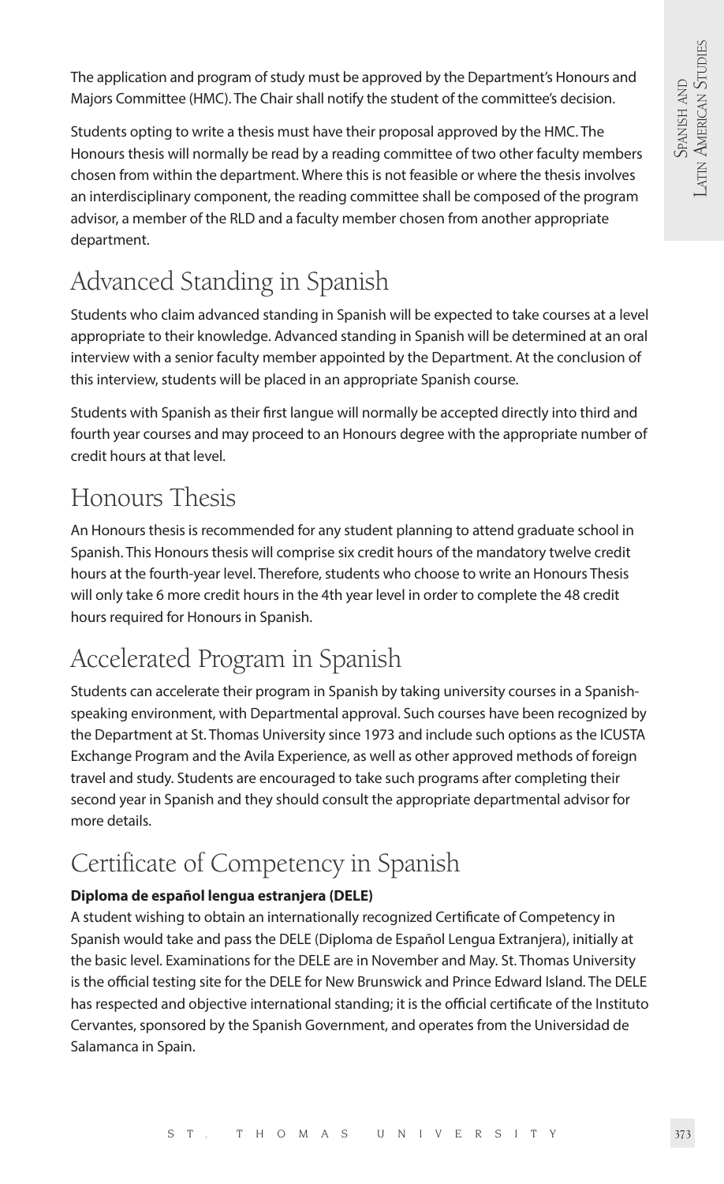The application and program of study must be approved by the Department's Honours and Majors Committee (HMC). The Chair shall notify the student of the committee's decision.

Students opting to write a thesis must have their proposal approved by the HMC. The Honours thesis will normally be read by a reading committee of two other faculty members chosen from within the department. Where this is not feasible or where the thesis involves an interdisciplinary component, the reading committee shall be composed of the program advisor, a member of the RLD and a faculty member chosen from another appropriate department.

## Advanced Standing in Spanish

Students who claim advanced standing in Spanish will be expected to take courses at a level appropriate to their knowledge. Advanced standing in Spanish will be determined at an oral interview with a senior faculty member appointed by the Department. At the conclusion of this interview, students will be placed in an appropriate Spanish course.

Students with Spanish as their first langue will normally be accepted directly into third and fourth year courses and may proceed to an Honours degree with the appropriate number of credit hours at that level.

## Honours Thesis

An Honours thesis is recommended for any student planning to attend graduate school in Spanish. This Honours thesis will comprise six credit hours of the mandatory twelve credit hours at the fourth-year level. Therefore, students who choose to write an Honours Thesis will only take 6 more credit hours in the 4th year level in order to complete the 48 credit hours required for Honours in Spanish.

## Accelerated Program in Spanish

Students can accelerate their program in Spanish by taking university courses in a Spanish-speaking environment, with Departmental approval. Such courses have been recognized by the Department at St. Thomas University since 1973 and include such options as the ICUSTA Exchange Program and the Avila Experience, as well as other approved methods of foreign travel and study. Students are encouraged to take such programs after completing their second year in Spanish and they should consult the appropriate departmental advisor for more details.

## Certificate of Competency in Spanish

**Diploma de español lengua estranjera (DELE)**

A student wishing to obtain an internationally recognized Certificate of Competency in Spanish would take and pass the DELE (Diploma de Español Lengua Extranjera), initially at the basic level. Examinations for the DELE are in November and May. St. Thomas University is the official testing site for the DELE for New Brunswick and Prince Edward Island. The DELE has respected and objective international standing; it is the official certificate of the Instituto Cervantes, sponsored by the Spanish Government, and operates from the Universidad de Salamanca in Spain.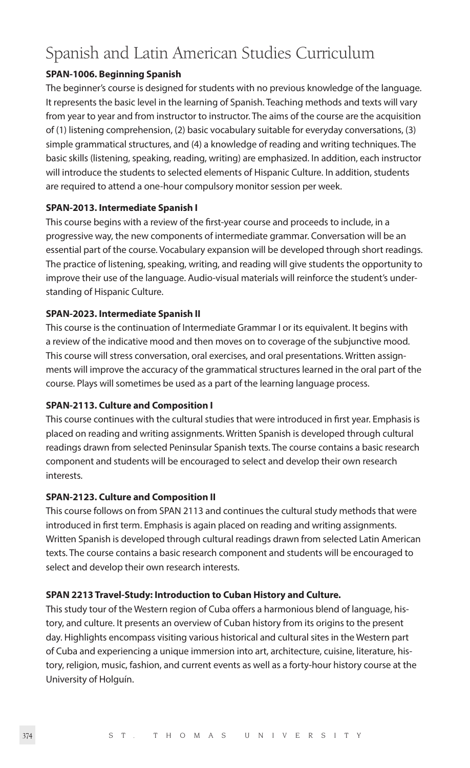# Spanish and Latin American Studies Curriculum

**SPAN-1006. Beginning Spanish**

The beginner's course is designed for students with no previous knowledge of the language. It represents the basic level in the learning of Spanish. Teaching methods and texts will vary from year to year and from instructor to instructor. The aims of the course are the acquisition of (1) listening comprehension, (2) basic vocabulary suitable for everyday conversations, (3) simple grammatical structures, and (4) a knowledge of reading and writing techniques. The basic skills (listening, speaking, reading, writing) are emphasized. In addition, each instructor will introduce the students to selected elements of Hispanic Culture. In addition, students are required to attend a one-hour compulsory monitor session per week.

**SPAN-2013. Intermediate Spanish I**

This course begins with a review of the first-year course and proceeds to include, in a progressive way, the new components of intermediate grammar. Conversation will be an essential part of the course. Vocabulary expansion will be developed through short readings. The practice of listening, speaking, writing, and reading will give students the opportunity to improve their use of the language. Audio-visual materials will reinforce the student's understanding of Hispanic Culture.

**SPAN-2023. Intermediate Spanish II**

This course is the continuation of Intermediate Grammar I or its equivalent. It begins with a review of the indicative mood and then moves on to coverage of the subjunctive mood. This course will stress conversation, oral exercises, and oral presentations. Written assignments will improve the accuracy of the grammatical structures learned in the oral part of the course. Plays will sometimes be used as a part of the learning language process.

**SPAN-2113. Culture and Composition I**

This course continues with the cultural studies that were introduced in first year. Emphasis is placed on reading and writing assignments. Written Spanish is developed through cultural readings drawn from selected Peninsular Spanish texts. The course contains a basic research component and students will be encouraged to select and develop their own research interests.

**SPAN-2123. Culture and Composition II**

This course follows on from SPAN 2113 and continues the cultural study methods that were introduced in first term. Emphasis is again placed on reading and writing assignments. Written Spanish is developed through cultural readings drawn from selected Latin American texts. The course contains a basic research component and students will be encouraged to select and develop their own research interests.

**SPAN 2213 Travel-Study: Introduction to Cuban History and Culture.**

This study tour of the Western region of Cuba offers a harmonious blend of language, history, and culture. It presents an overview of Cuban history from its origins to the present day. Highlights encompass visiting various historical and cultural sites in the Western part of Cuba and experiencing a unique immersion into art, architecture, cuisine, literature, history, religion, music, fashion, and current events as well as a forty-hour history course at the University of Holguín.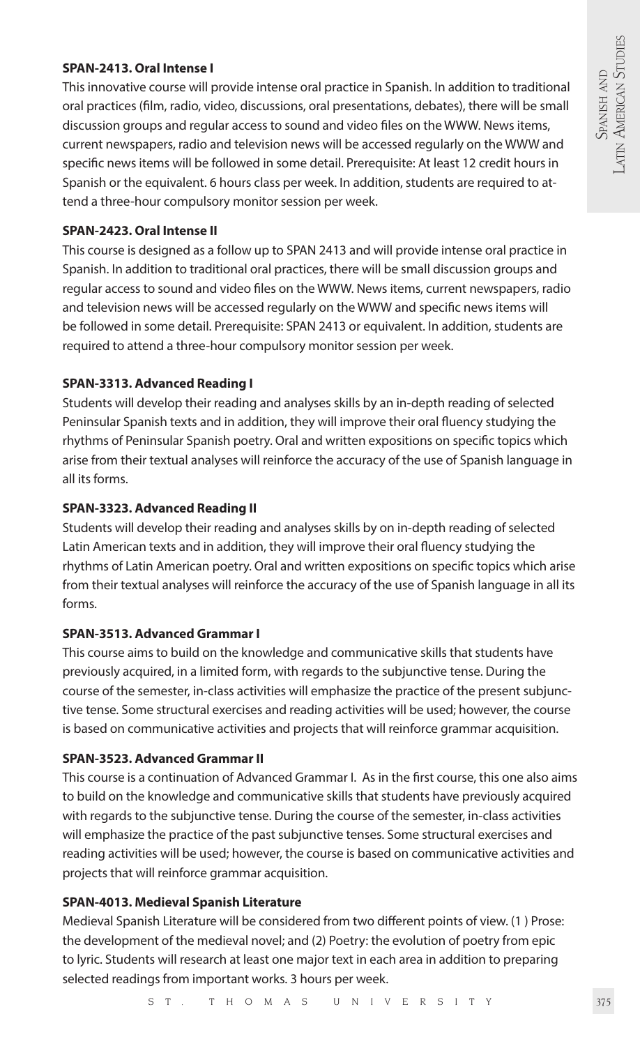**SPAN-2413. Oral Intense I**

This innovative course will provide intense oral practice in Spanish. In addition to traditional oral practices (film, radio, video, discussions, oral presentations, debates), there will be small discussion groups and regular access to sound and video files on the WWW. News items, current newspapers, radio and television news will be accessed regularly on the WWW and specific news items will be followed in some detail. Prerequisite: At least 12 credit hours in Spanish or the equivalent. 6 hours class per week. In addition, students are required to attend a three-hour compulsory monitor session per week.

**SPAN-2423. Oral Intense II**

This course is designed as a follow up to SPAN 2413 and will provide intense oral practice in Spanish. In addition to traditional oral practices, there will be small discussion groups and regular access to sound and video files on the WWW. News items, current newspapers, radio and television news will be accessed regularly on the WWW and specific news items will be followed in some detail. Prerequisite: SPAN 2413 or equivalent. In addition, students are required to attend a three-hour compulsory monitor session per week.

**SPAN-3313. Advanced Reading I**

Students will develop their reading and analyses skills by an in-depth reading of selected Peninsular Spanish texts and in addition, they will improve their oral fluency studying the rhythms of Peninsular Spanish poetry. Oral and written expositions on specific topics which arise from their textual analyses will reinforce the accuracy of the use of Spanish language in all its forms.

**SPAN-3323. Advanced Reading II**

Students will develop their reading and analyses skills by on in-depth reading of selected Latin American texts and in addition, they will improve their oral fluency studying the rhythms of Latin American poetry. Oral and written expositions on specific topics which arise from their textual analyses will reinforce the accuracy of the use of Spanish language in all its forms.

**SPAN-3513. Advanced Grammar I**

This course aims to build on the knowledge and communicative skills that students have previously acquired, in a limited form, with regards to the subjunctive tense. During the course of the semester, in-class activities will emphasize the practice of the present subjunctive tense. Some structural exercises and reading activities will be used; however, the course is based on communicative activities and projects that will reinforce grammar acquisition.

**SPAN-3523. Advanced Grammar II**

This course is a continuation of Advanced Grammar I. As in the first course, this one also aims to build on the knowledge and communicative skills that students have previously acquired with regards to the subjunctive tense. During the course of the semester, in-class activities will emphasize the practice of the past subjunctive tenses. Some structural exercises and reading activities will be used; however, the course is based on communicative activities and projects that will reinforce grammar acquisition.

**SPAN-4013. Medieval Spanish Literature**

Medieval Spanish Literature will be considered from two different points of view. (1 ) Prose: the development of the medieval novel; and (2) Poetry: the evolution of poetry from epic to lyric. Students will research at least one major text in each area in addition to preparing selected readings from important works. 3 hours per week.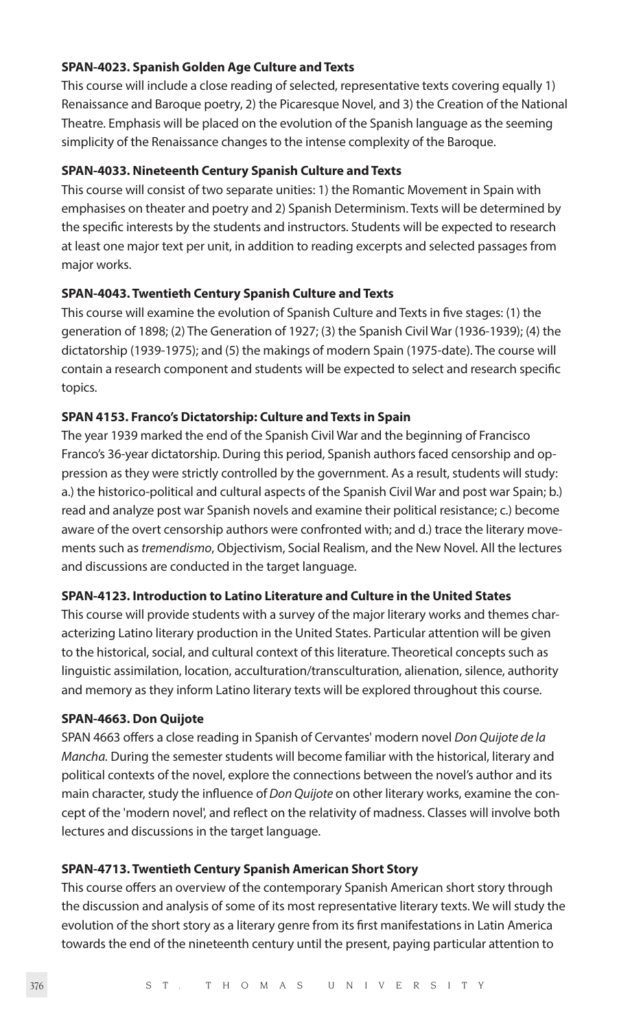**SPAN-4023. Spanish Golden Age Culture and Texts**

This course will include a close reading of selected, representative texts covering equally 1) Renaissance and Baroque poetry, 2) the Picaresque Novel, and 3) the Creation of the National Theatre. Emphasis will be placed on the evolution of the Spanish language as the seeming simplicity of the Renaissance changes to the intense complexity of the Baroque.

**SPAN-4033. Nineteenth Century Spanish Culture and Texts**

This course will consist of two separate unities: 1) the Romantic Movement in Spain with emphasises on theater and poetry and 2) Spanish Determinism. Texts will be determined by the specific interests by the students and instructors. Students will be expected to research at least one major text per unit, in addition to reading excerpts and selected passages from major works.

**SPAN-4043. Twentieth Century Spanish Culture and Texts**

This course will examine the evolution of Spanish Culture and Texts in five stages: (1) the generation of 1898; (2) The Generation of 1927; (3) the Spanish Civil War (1936-1939); (4) the dictatorship (1939-1975); and (5) the makings of modern Spain (1975-date). The course will contain a research component and students will be expected to select and research specific topics.

**SPAN 4153. Franco's Dictatorship: Culture and Texts in Spain**

The year 1939 marked the end of the Spanish Civil War and the beginning of Francisco Franco's 36-year dictatorship. During this period, Spanish authors faced censorship and oppression as they were strictly controlled by the government. As a result, students will study: a.) the historico-political and cultural aspects of the Spanish Civil War and post war Spain; b.) read and analyze post war Spanish novels and examine their political resistance; c.) become aware of the overt censorship authors were confronted with; and d.) trace the literary movements such as *tremendismo*, Objectivism, Social Realism, and the New Novel. All the lectures and discussions are conducted in the target language.

**SPAN-4123. Introduction to Latino Literature and Culture in the United States**

This course will provide students with a survey of the major literary works and themes characterizing Latino literary production in the United States. Particular attention will be given to the historical, social, and cultural context of this literature. Theoretical concepts such as linguistic assimilation, location, acculturation/transculturation, alienation, silence, authority and memory as they inform Latino literary texts will be explored throughout this course.

**SPAN-4663. Don Quijote**

SPAN 4663 offers a close reading in Spanish of Cervantes' modern novel *Don Quijote de la Mancha.* During the semester students will become familiar with the historical, literary and political contexts of the novel, explore the connections between the novel's author and its main character, study the influence of *Don Quijote* on other literary works, examine the concept of the 'modern novel', and reflect on the relativity of madness. Classes will involve both lectures and discussions in the target language.

**SPAN-4713. Twentieth Century Spanish American Short Story**

This course offers an overview of the contemporary Spanish American short story through the discussion and analysis of some of its most representative literary texts. We will study the evolution of the short story as a literary genre from its first manifestations in Latin America towards the end of the nineteenth century until the present, paying particular attention to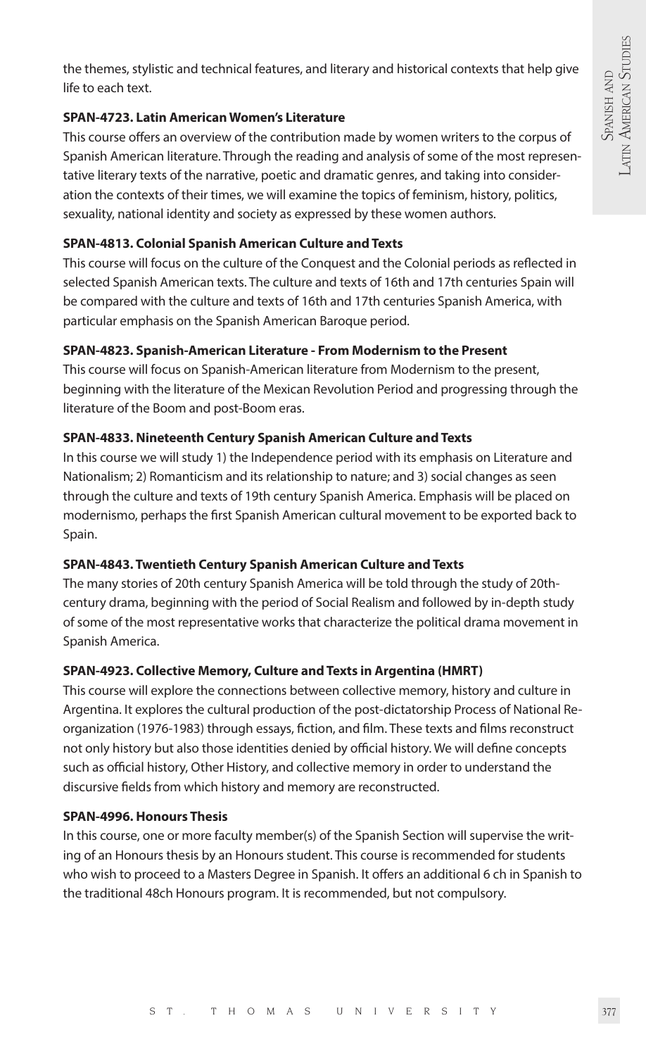the themes, stylistic and technical features, and literary and historical contexts that help give life to each text.

**SPAN-4723. Latin American Women's Literature**

This course offers an overview of the contribution made by women writers to the corpus of Spanish American literature. Through the reading and analysis of some of the most representative literary texts of the narrative, poetic and dramatic genres, and taking into consideration the contexts of their times, we will examine the topics of feminism, history, politics, sexuality, national identity and society as expressed by these women authors.

**SPAN-4813. Colonial Spanish American Culture and Texts**

This course will focus on the culture of the Conquest and the Colonial periods as reflected in selected Spanish American texts. The culture and texts of 16th and 17th centuries Spain will be compared with the culture and texts of 16th and 17th centuries Spanish America, with particular emphasis on the Spanish American Baroque period.

**SPAN-4823. Spanish-American Literature - From Modernism to the Present**

This course will focus on Spanish-American literature from Modernism to the present, beginning with the literature of the Mexican Revolution Period and progressing through the literature of the Boom and post-Boom eras.

**SPAN-4833. Nineteenth Century Spanish American Culture and Texts**

In this course we will study 1) the Independence period with its emphasis on Literature and Nationalism; 2) Romanticism and its relationship to nature; and 3) social changes as seen through the culture and texts of 19th century Spanish America. Emphasis will be placed on modernismo, perhaps the first Spanish American cultural movement to be exported back to Spain.

**SPAN-4843. Twentieth Century Spanish American Culture and Texts**

The many stories of 20th century Spanish America will be told through the study of 20th-century drama, beginning with the period of Social Realism and followed by in-depth study of some of the most representative works that characterize the political drama movement in Spanish America.

**SPAN-4923. Collective Memory, Culture and Texts in Argentina (HMRT)**

This course will explore the connections between collective memory, history and culture in Argentina. It explores the cultural production of the post-dictatorship Process of National Re-organization (1976-1983) through essays, fiction, and film. These texts and films reconstruct not only history but also those identities denied by official history. We will define concepts such as official history, Other History, and collective memory in order to understand the discursive fields from which history and memory are reconstructed.

**SPAN-4996. Honours Thesis**

In this course, one or more faculty member(s) of the Spanish Section will supervise the writing of an Honours thesis by an Honours student. This course is recommended for students who wish to proceed to a Masters Degree in Spanish. It offers an additional 6 ch in Spanish to the traditional 48ch Honours program. It is recommended, but not compulsory.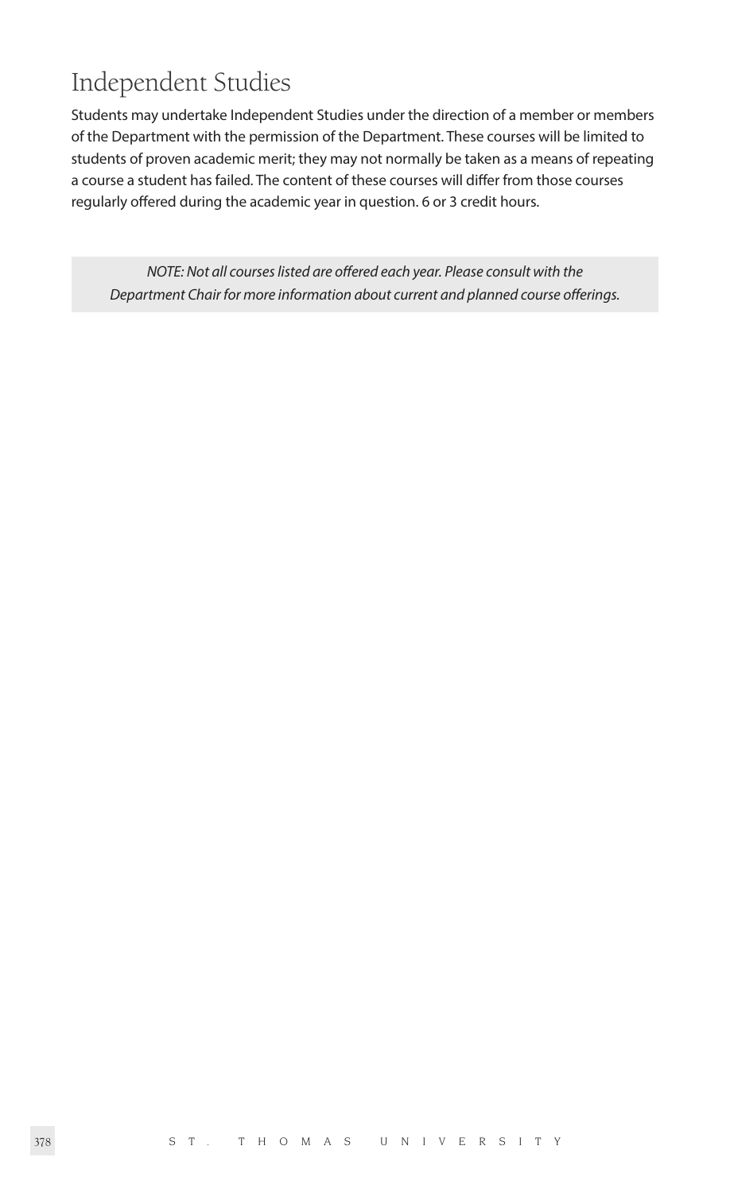## Independent Studies

Students may undertake Independent Studies under the direction of a member or members of the Department with the permission of the Department. These courses will be limited to students of proven academic merit; they may not normally be taken as a means of repeating a course a student has failed. The content of these courses will differ from those courses regularly offered during the academic year in question. 6 or 3 credit hours.

*NOTE: Not all courses listed are offered each year. Please consult with the Department Chair for more information about current and planned course offerings.*